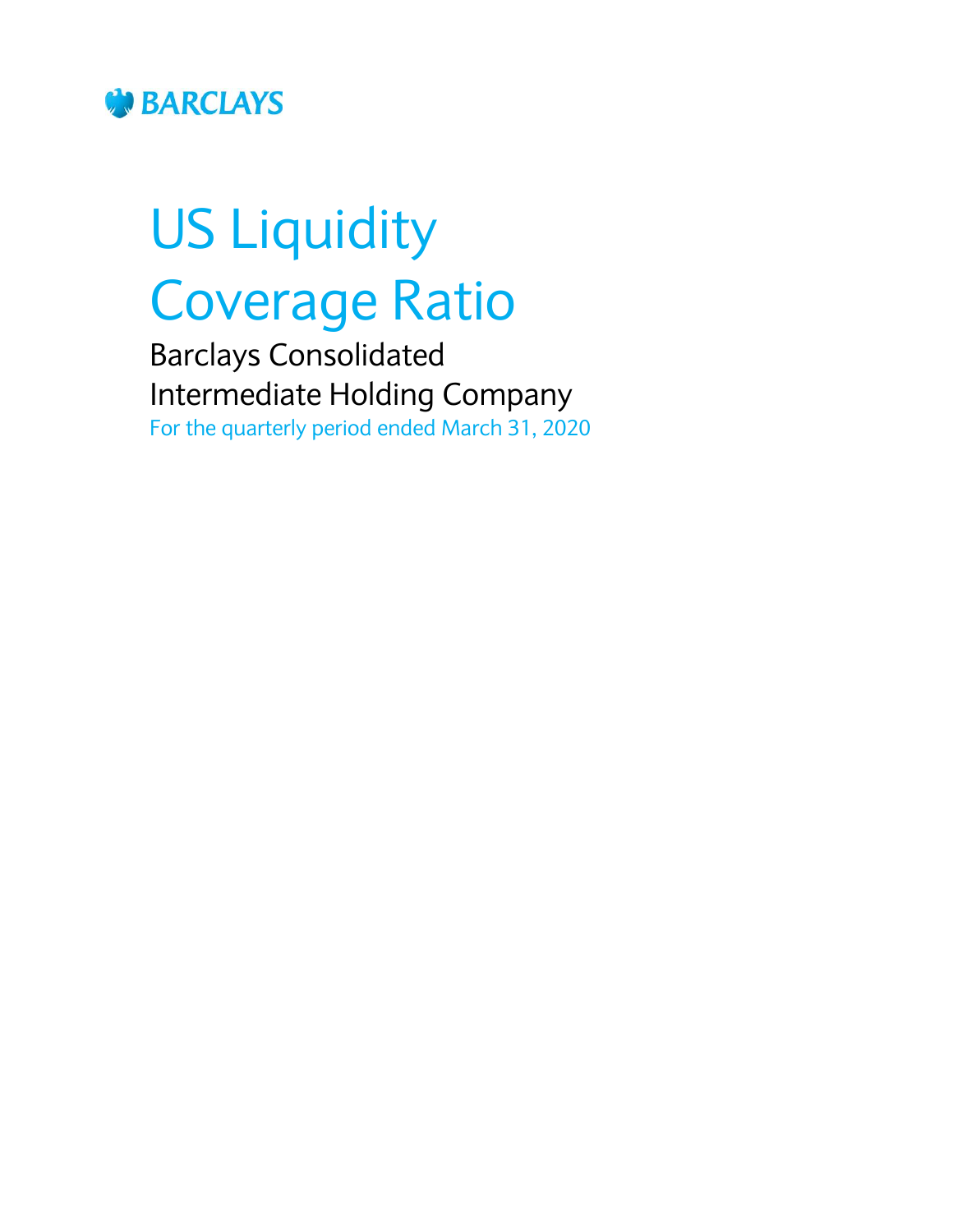BARCLAYS

# US Liquidity Coverage Ratio

## Barclays Consolidated Intermediate Holding Company

For the quarterly period ended March 31, 2020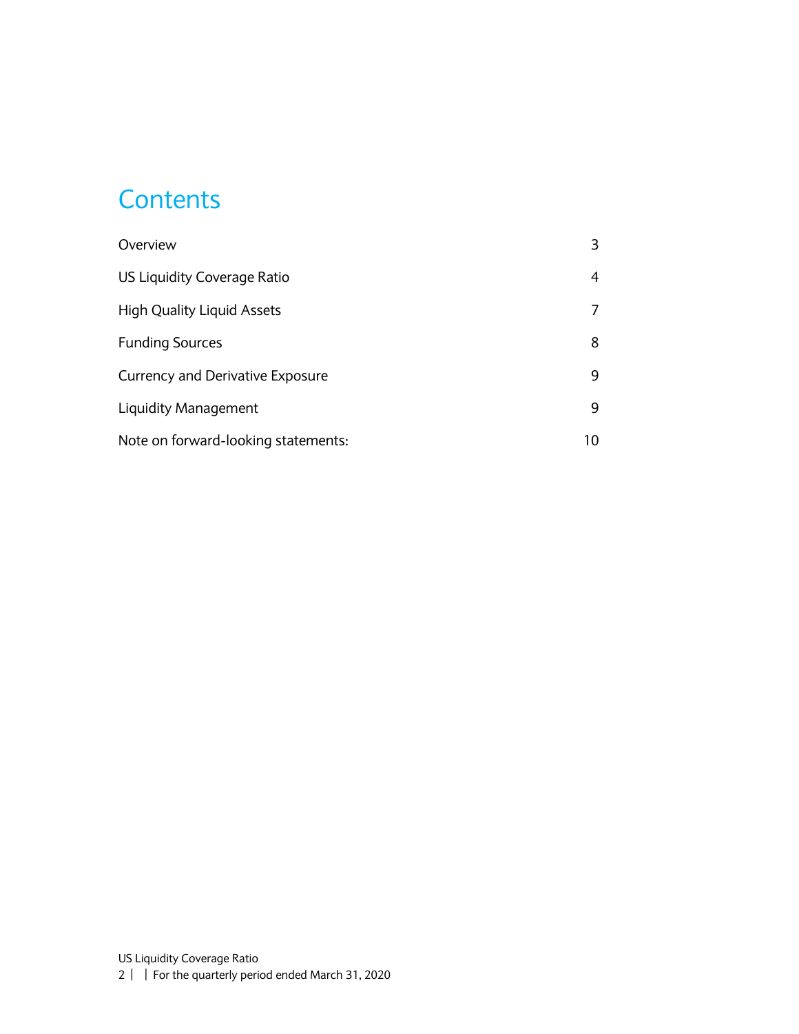# Contents

| | |
|---|---|
| Overview | 3 |
| US Liquidity Coverage Ratio | 4 |
| High Quality Liquid Assets | 7 |
| Funding Sources | 8 |
| Currency and Derivative Exposure | 9 |
| Liquidity Management | 9 |
| Note on forward-looking statements: | 10 |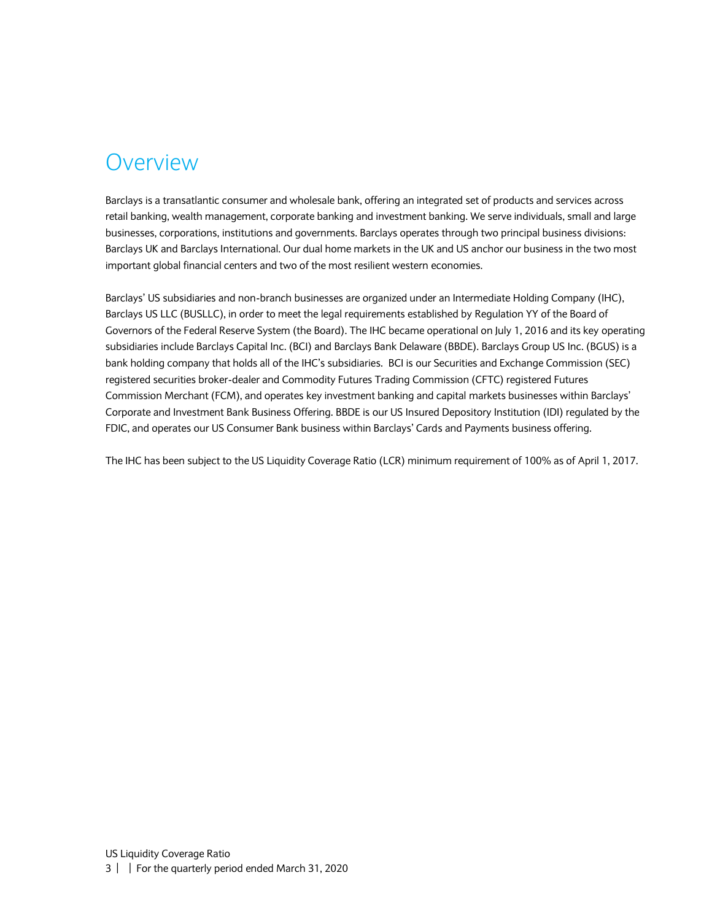# Overview

Barclays is a transatlantic consumer and wholesale bank, offering an integrated set of products and services across retail banking, wealth management, corporate banking and investment banking. We serve individuals, small and large businesses, corporations, institutions and governments. Barclays operates through two principal business divisions: Barclays UK and Barclays International. Our dual home markets in the UK and US anchor our business in the two most important global financial centers and two of the most resilient western economies.

Barclays' US subsidiaries and non-branch businesses are organized under an Intermediate Holding Company (IHC), Barclays US LLC (BUSLLC), in order to meet the legal requirements established by Regulation YY of the Board of Governors of the Federal Reserve System (the Board). The IHC became operational on July 1, 2016 and its key operating subsidiaries include Barclays Capital Inc. (BCI) and Barclays Bank Delaware (BBDE). Barclays Group US Inc. (BGUS) is a bank holding company that holds all of the IHC's subsidiaries. BCI is our Securities and Exchange Commission (SEC) registered securities broker-dealer and Commodity Futures Trading Commission (CFTC) registered Futures Commission Merchant (FCM), and operates key investment banking and capital markets businesses within Barclays' Corporate and Investment Bank Business Offering. BBDE is our US Insured Depository Institution (IDI) regulated by the FDIC, and operates our US Consumer Bank business within Barclays' Cards and Payments business offering.

The IHC has been subject to the US Liquidity Coverage Ratio (LCR) minimum requirement of 100% as of April 1, 2017.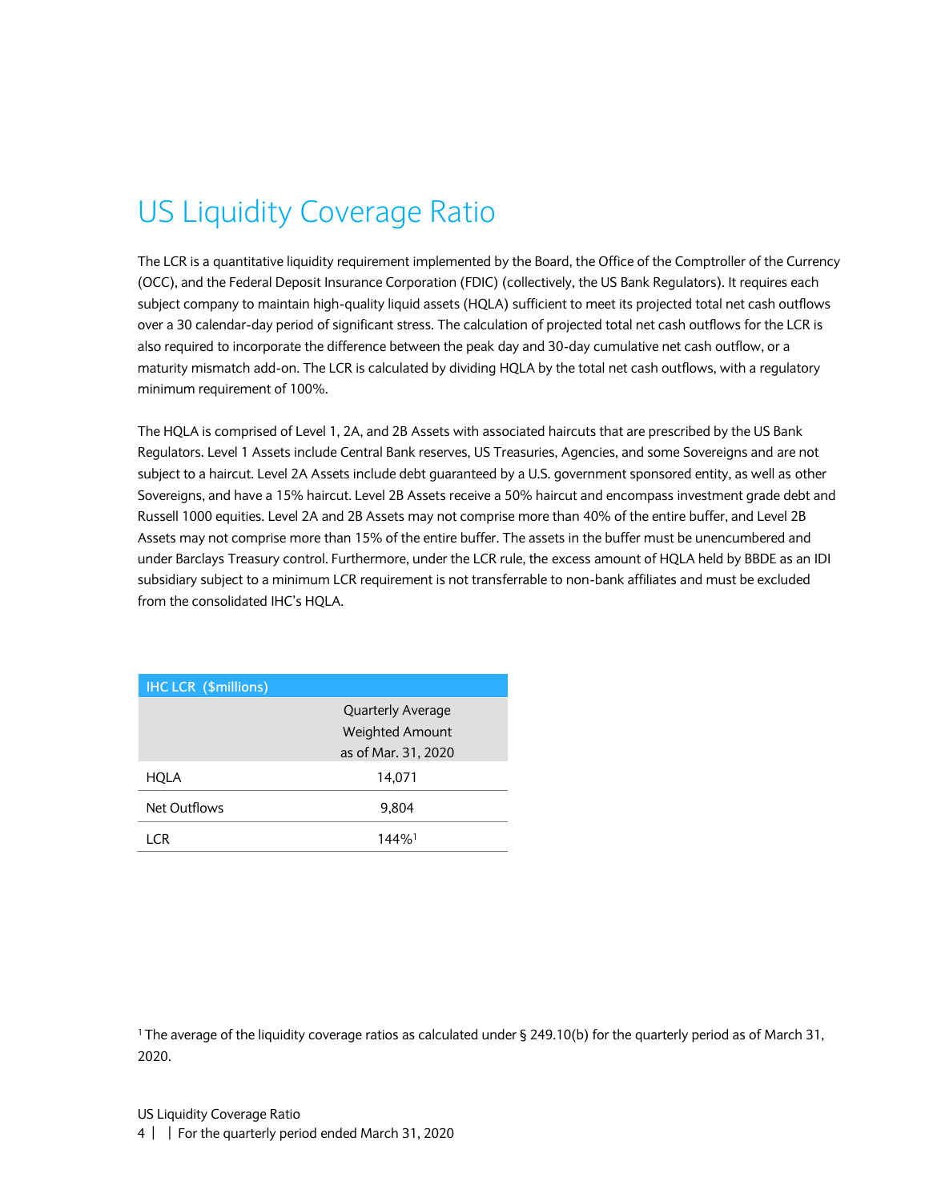# US Liquidity Coverage Ratio

The LCR is a quantitative liquidity requirement implemented by the Board, the Office of the Comptroller of the Currency (OCC), and the Federal Deposit Insurance Corporation (FDIC) (collectively, the US Bank Regulators). It requires each subject company to maintain high-quality liquid assets (HQLA) sufficient to meet its projected total net cash outflows over a 30 calendar-day period of significant stress. The calculation of projected total net cash outflows for the LCR is also required to incorporate the difference between the peak day and 30-day cumulative net cash outflow, or a maturity mismatch add-on. The LCR is calculated by dividing HQLA by the total net cash outflows, with a regulatory minimum requirement of 100%.

The HQLA is comprised of Level 1, 2A, and 2B Assets with associated haircuts that are prescribed by the US Bank Regulators. Level 1 Assets include Central Bank reserves, US Treasuries, Agencies, and some Sovereigns and are not subject to a haircut. Level 2A Assets include debt guaranteed by a U.S. government sponsored entity, as well as other Sovereigns, and have a 15% haircut. Level 2B Assets receive a 50% haircut and encompass investment grade debt and Russell 1000 equities. Level 2A and 2B Assets may not comprise more than 40% of the entire buffer, and Level 2B Assets may not comprise more than 15% of the entire buffer. The assets in the buffer must be unencumbered and under Barclays Treasury control. Furthermore, under the LCR rule, the excess amount of HQLA held by BBDE as an IDI subsidiary subject to a minimum LCR requirement is not transferrable to non-bank affiliates and must be excluded from the consolidated IHC's HQLA.

| IHC LCR ($millions) | Quarterly Average Weighted Amount as of Mar. 31, 2020 |
|---|---|
| HQLA | 14,071 |
| Net Outflows | 9,804 |
| LCR | 144%[1] |

[1] The average of the liquidity coverage ratios as calculated under § 249.10(b) for the quarterly period as of March 31, 2020.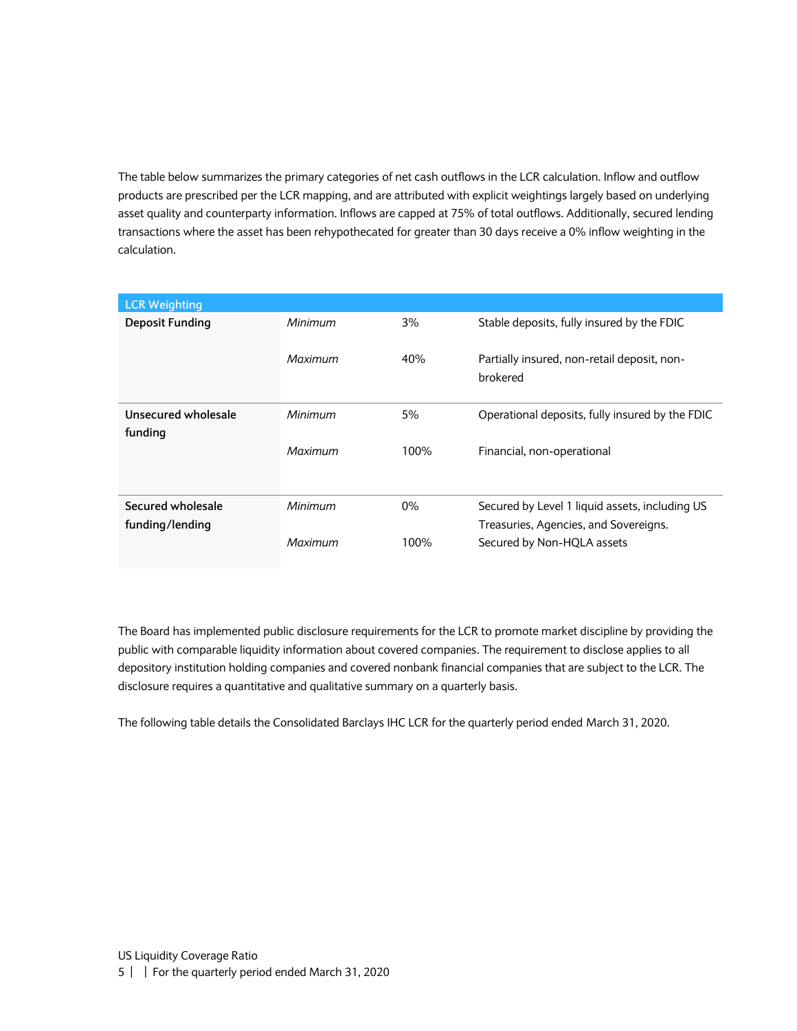The table below summarizes the primary categories of net cash outflows in the LCR calculation. Inflow and outflow products are prescribed per the LCR mapping, and are attributed with explicit weightings largely based on underlying asset quality and counterparty information. Inflows are capped at 75% of total outflows. Additionally, secured lending transactions where the asset has been rehypothecated for greater than 30 days receive a 0% inflow weighting in the calculation.

| LCR Weighting | | | |
|---|---|---|---|
| **Deposit Funding** | *Minimum* | 3% | Stable deposits, fully insured by the FDIC |
| | *Maximum* | 40% | Partially insured, non-retail deposit, non-brokered |
| **Unsecured wholesale funding** | *Minimum* | 5% | Operational deposits, fully insured by the FDIC |
| | *Maximum* | 100% | Financial, non-operational |
| **Secured wholesale funding/lending** | *Minimum* | 0% | Secured by Level 1 liquid assets, including US Treasuries, Agencies, and Sovereigns. |
| | *Maximum* | 100% | Secured by Non-HQLA assets |

The Board has implemented public disclosure requirements for the LCR to promote market discipline by providing the public with comparable liquidity information about covered companies. The requirement to disclose applies to all depository institution holding companies and covered nonbank financial companies that are subject to the LCR. The disclosure requires a quantitative and qualitative summary on a quarterly basis.

The following table details the Consolidated Barclays IHC LCR for the quarterly period ended March 31, 2020.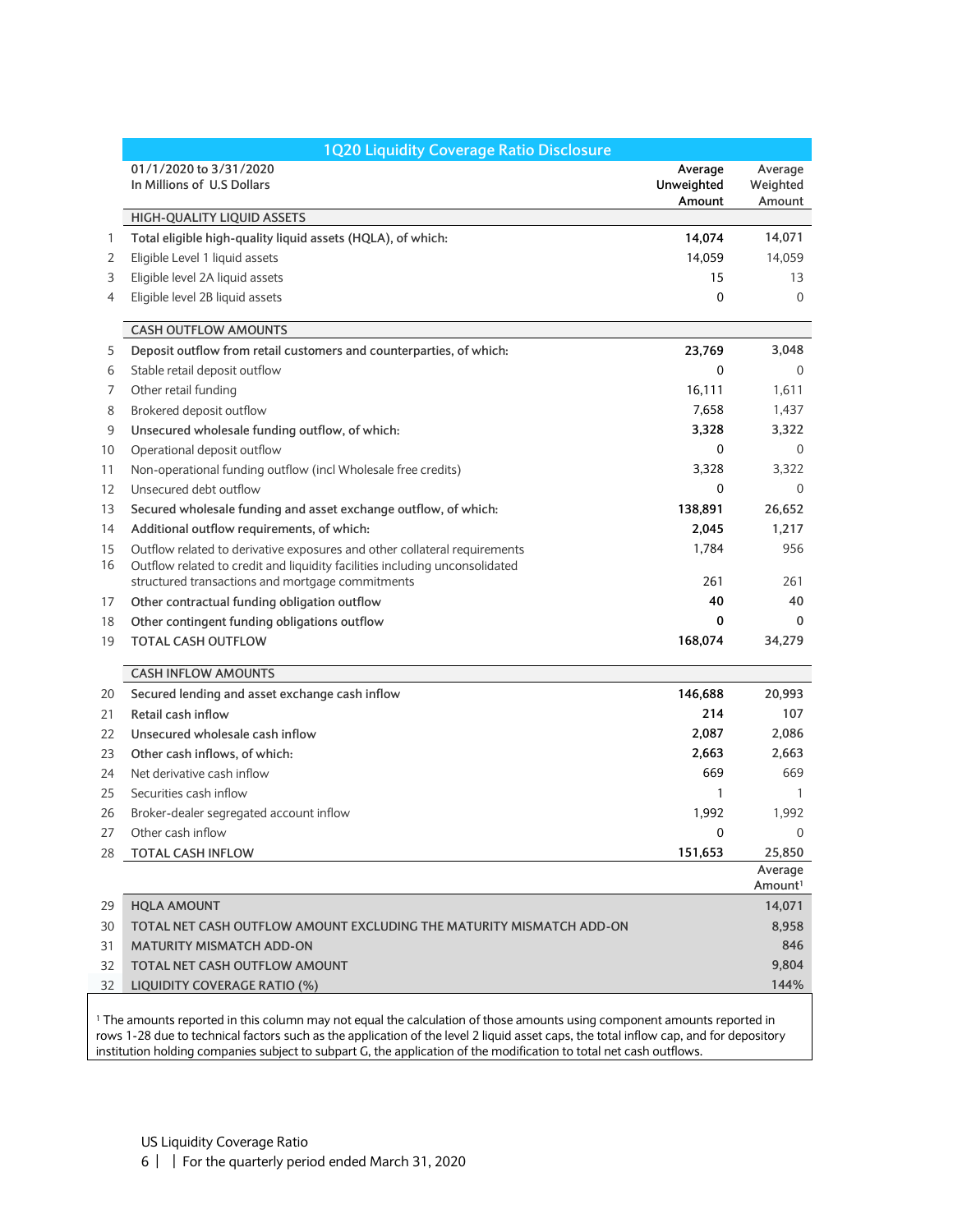## 1Q20 Liquidity Coverage Ratio Disclosure

| | 01/1/2020 to 3/31/2020<br>In Millions of U.S Dollars | Average Unweighted Amount | Average Weighted Amount |
|---|---|---|---|
| | **HIGH-QUALITY LIQUID ASSETS** | | |
| 1 | **Total eligible high-quality liquid assets (HQLA), of which:** | **14,074** | 14,071 |
| 2 | Eligible Level 1 liquid assets | 14,059 | 14,059 |
| 3 | Eligible level 2A liquid assets | 15 | 13 |
| 4 | Eligible level 2B liquid assets | 0 | 0 |
| | **CASH OUTFLOW AMOUNTS** | | |
| 5 | **Deposit outflow from retail customers and counterparties, of which:** | **23,769** | 3,048 |
| 6 | Stable retail deposit outflow | 0 | 0 |
| 7 | Other retail funding | 16,111 | 1,611 |
| 8 | Brokered deposit outflow | 7,658 | 1,437 |
| 9 | **Unsecured wholesale funding outflow, of which:** | **3,328** | 3,322 |
| 10 | Operational deposit outflow | 0 | 0 |
| 11 | Non-operational funding outflow (incl Wholesale free credits) | 3,328 | 3,322 |
| 12 | Unsecured debt outflow | 0 | 0 |
| 13 | **Secured wholesale funding and asset exchange outflow, of which:** | **138,891** | 26,652 |
| 14 | **Additional outflow requirements, of which:** | **2,045** | 1,217 |
| 15 | Outflow related to derivative exposures and other collateral requirements | 1,784 | 956 |
| 16 | Outflow related to credit and liquidity facilities including unconsolidated structured transactions and mortgage commitments | 261 | 261 |
| 17 | **Other contractual funding obligation outflow** | **40** | 40 |
| 18 | **Other contingent funding obligations outflow** | **0** | 0 |
| 19 | **TOTAL CASH OUTFLOW** | **168,074** | 34,279 |
| | **CASH INFLOW AMOUNTS** | | |
| 20 | **Secured lending and asset exchange cash inflow** | **146,688** | 20,993 |
| 21 | **Retail cash inflow** | **214** | 107 |
| 22 | **Unsecured wholesale cash inflow** | **2,087** | 2,086 |
| 23 | **Other cash inflows, of which:** | **2,663** | 2,663 |
| 24 | Net derivative cash inflow | 669 | 669 |
| 25 | Securities cash inflow | 1 | 1 |
| 26 | Broker-dealer segregated account inflow | 1,992 | 1,992 |
| 27 | Other cash inflow | 0 | 0 |
| 28 | **TOTAL CASH INFLOW** | **151,653** | 25,850 |
| | | | **Average Amount[1]** |
| 29 | **HQLA AMOUNT** | | 14,071 |
| 30 | **TOTAL NET CASH OUTFLOW AMOUNT EXCLUDING THE MATURITY MISMATCH ADD-ON** | | 8,958 |
| 31 | **MATURITY MISMATCH ADD-ON** | | 846 |
| 32 | **TOTAL NET CASH OUTFLOW AMOUNT** | | 9,804 |
| 32 | **LIQUIDITY COVERAGE RATIO (%)** | | 144% |

[1] The amounts reported in this column may not equal the calculation of those amounts using component amounts reported in rows 1-28 due to technical factors such as the application of the level 2 liquid asset caps, the total inflow cap, and for depository institution holding companies subject to subpart G, the application of the modification to total net cash outflows.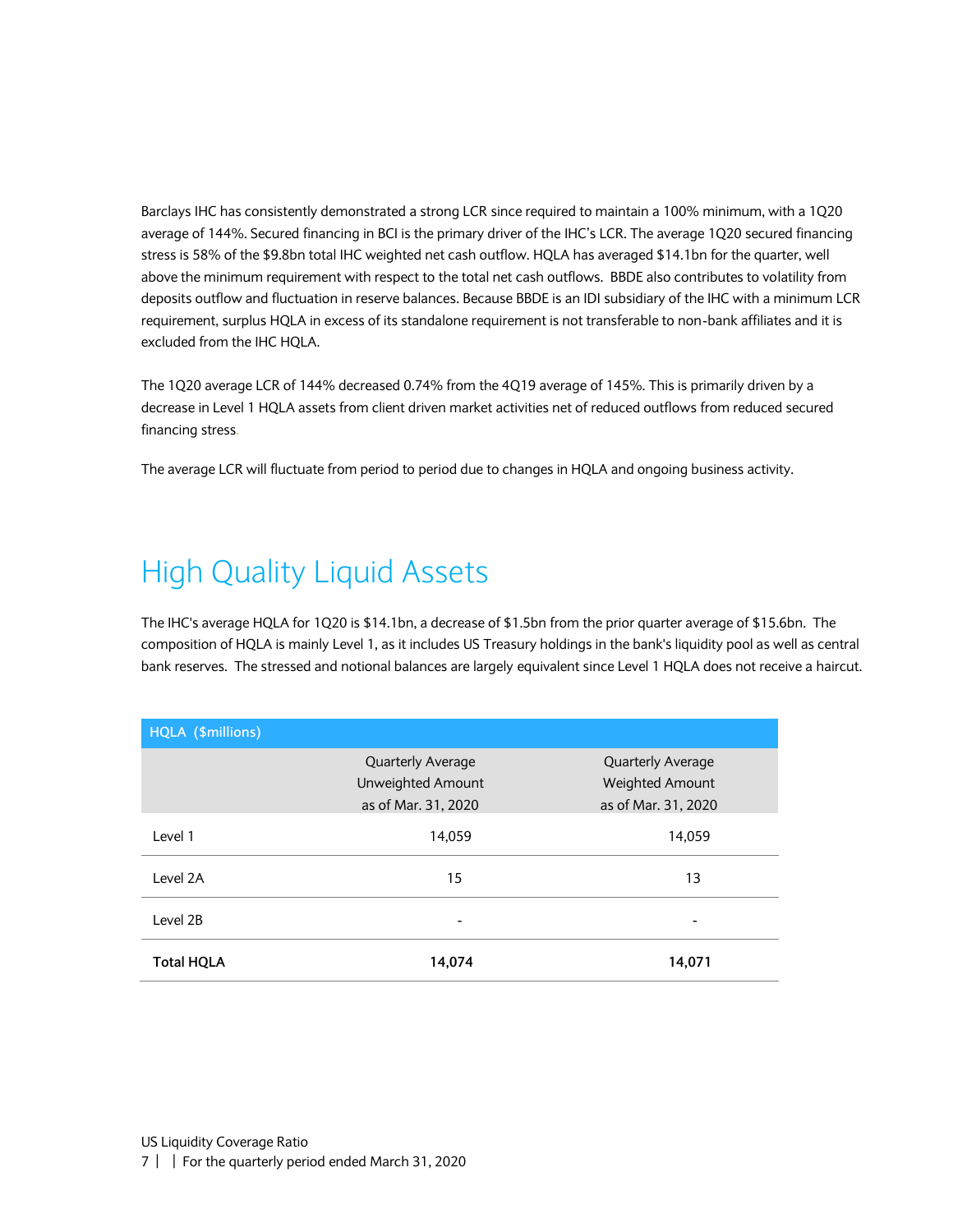Barclays IHC has consistently demonstrated a strong LCR since required to maintain a 100% minimum, with a 1Q20 average of 144%. Secured financing in BCI is the primary driver of the IHC's LCR. The average 1Q20 secured financing stress is 58% of the $9.8bn total IHC weighted net cash outflow. HQLA has averaged $14.1bn for the quarter, well above the minimum requirement with respect to the total net cash outflows. BBDE also contributes to volatility from deposits outflow and fluctuation in reserve balances. Because BBDE is an IDI subsidiary of the IHC with a minimum LCR requirement, surplus HQLA in excess of its standalone requirement is not transferable to non-bank affiliates and it is excluded from the IHC HQLA.

The 1Q20 average LCR of 144% decreased 0.74% from the 4Q19 average of 145%. This is primarily driven by a decrease in Level 1 HQLA assets from client driven market activities net of reduced outflows from reduced secured financing stress.

The average LCR will fluctuate from period to period due to changes in HQLA and ongoing business activity.

# High Quality Liquid Assets

The IHC's average HQLA for 1Q20 is $14.1bn, a decrease of $1.5bn from the prior quarter average of $15.6bn. The composition of HQLA is mainly Level 1, as it includes US Treasury holdings in the bank's liquidity pool as well as central bank reserves. The stressed and notional balances are largely equivalent since Level 1 HQLA does not receive a haircut.

| HQLA ($millions) | | |
|---|---|---|
| | Quarterly Average Unweighted Amount as of Mar. 31, 2020 | Quarterly Average Weighted Amount as of Mar. 31, 2020 |
| Level 1 | 14,059 | 14,059 |
| Level 2A | 15 | 13 |
| Level 2B | - | - |
| **Total HQLA** | **14,074** | **14,071** |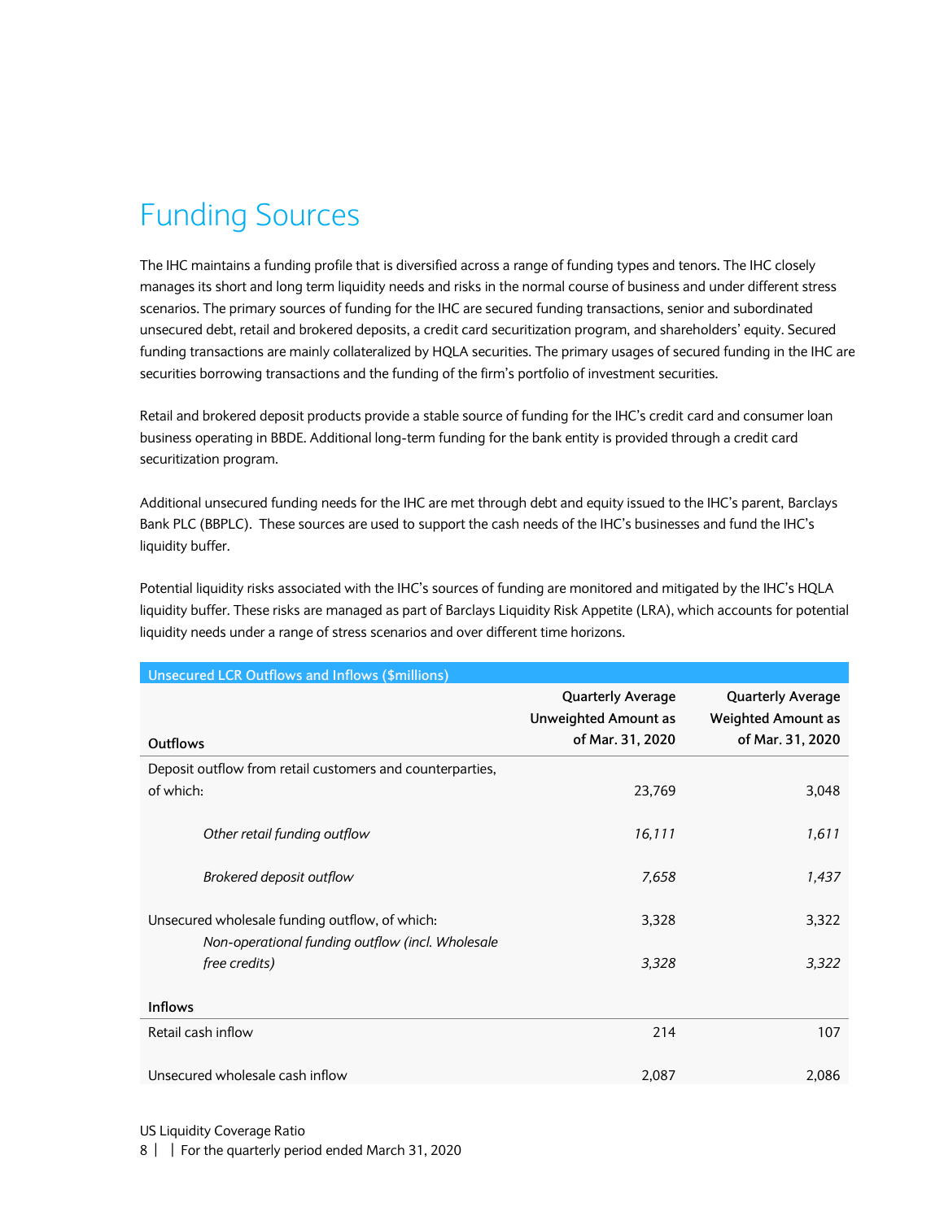# Funding Sources

The IHC maintains a funding profile that is diversified across a range of funding types and tenors. The IHC closely manages its short and long term liquidity needs and risks in the normal course of business and under different stress scenarios. The primary sources of funding for the IHC are secured funding transactions, senior and subordinated unsecured debt, retail and brokered deposits, a credit card securitization program, and shareholders' equity. Secured funding transactions are mainly collateralized by HQLA securities. The primary usages of secured funding in the IHC are securities borrowing transactions and the funding of the firm's portfolio of investment securities.

Retail and brokered deposit products provide a stable source of funding for the IHC's credit card and consumer loan business operating in BBDE. Additional long-term funding for the bank entity is provided through a credit card securitization program.

Additional unsecured funding needs for the IHC are met through debt and equity issued to the IHC's parent, Barclays Bank PLC (BBPLC). These sources are used to support the cash needs of the IHC's businesses and fund the IHC's liquidity buffer.

Potential liquidity risks associated with the IHC's sources of funding are monitored and mitigated by the IHC's HQLA liquidity buffer. These risks are managed as part of Barclays Liquidity Risk Appetite (LRA), which accounts for potential liquidity needs under a range of stress scenarios and over different time horizons.

| Unsecured LCR Outflows and Inflows ($millions) | | |
|---|---|---|
| **Outflows** | **Quarterly Average Unweighted Amount as of Mar. 31, 2020** | **Quarterly Average Weighted Amount as of Mar. 31, 2020** |
| Deposit outflow from retail customers and counterparties, of which: | 23,769 | 3,048 |
| *Other retail funding outflow* | *16,111* | *1,611* |
| *Brokered deposit outflow* | *7,658* | *1,437* |
| Unsecured wholesale funding outflow, of which: | 3,328 | 3,322 |
| *Non-operational funding outflow (incl. Wholesale free credits)* | *3,328* | *3,322* |
| **Inflows** | | |
| Retail cash inflow | 214 | 107 |
| Unsecured wholesale cash inflow | 2,087 | 2,086 |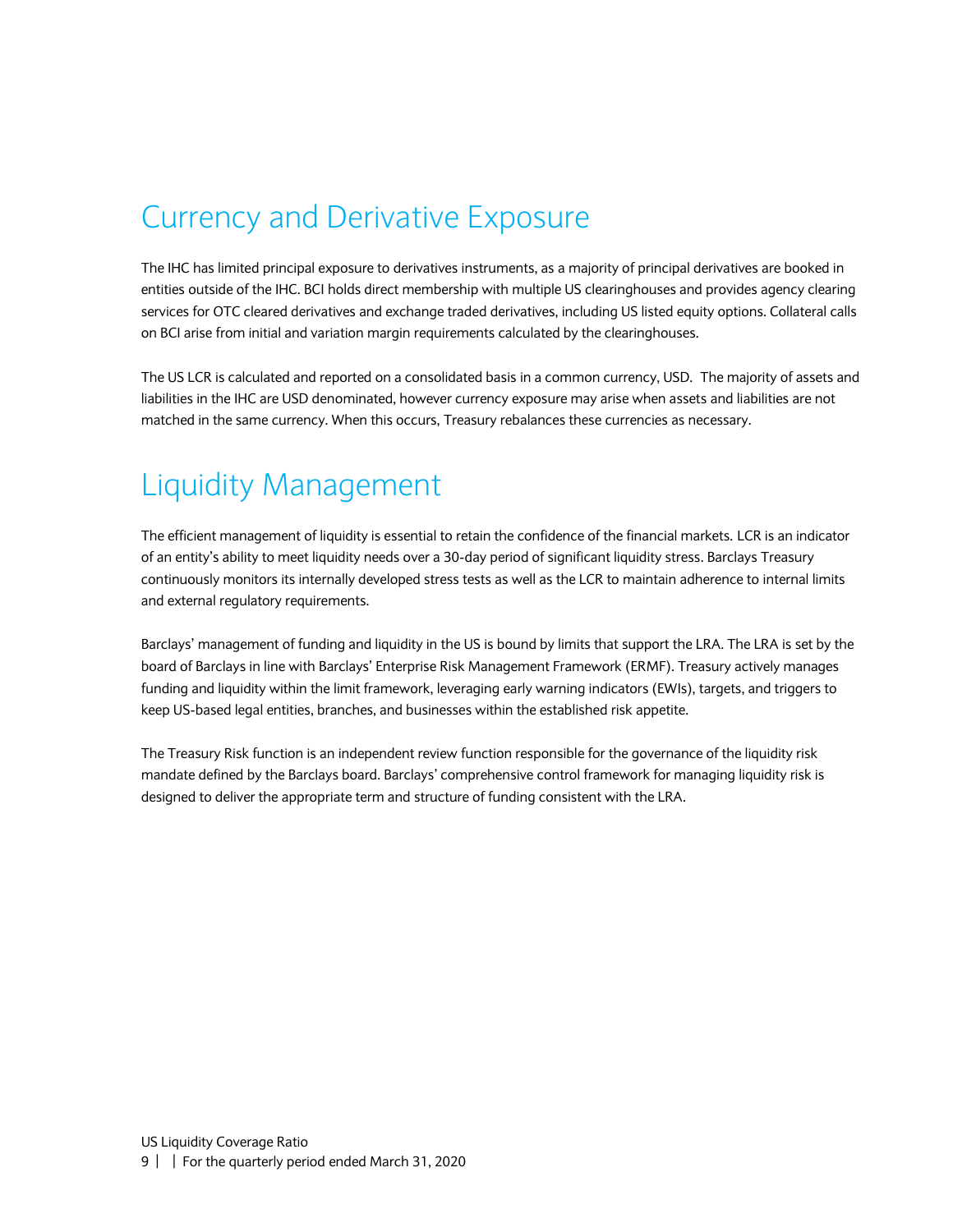# Currency and Derivative Exposure

The IHC has limited principal exposure to derivatives instruments, as a majority of principal derivatives are booked in entities outside of the IHC. BCI holds direct membership with multiple US clearinghouses and provides agency clearing services for OTC cleared derivatives and exchange traded derivatives, including US listed equity options. Collateral calls on BCI arise from initial and variation margin requirements calculated by the clearinghouses.

The US LCR is calculated and reported on a consolidated basis in a common currency, USD. The majority of assets and liabilities in the IHC are USD denominated, however currency exposure may arise when assets and liabilities are not matched in the same currency. When this occurs, Treasury rebalances these currencies as necessary.

# Liquidity Management

The efficient management of liquidity is essential to retain the confidence of the financial markets. LCR is an indicator of an entity's ability to meet liquidity needs over a 30-day period of significant liquidity stress. Barclays Treasury continuously monitors its internally developed stress tests as well as the LCR to maintain adherence to internal limits and external regulatory requirements.

Barclays' management of funding and liquidity in the US is bound by limits that support the LRA. The LRA is set by the board of Barclays in line with Barclays' Enterprise Risk Management Framework (ERMF). Treasury actively manages funding and liquidity within the limit framework, leveraging early warning indicators (EWIs), targets, and triggers to keep US-based legal entities, branches, and businesses within the established risk appetite.

The Treasury Risk function is an independent review function responsible for the governance of the liquidity risk mandate defined by the Barclays board. Barclays' comprehensive control framework for managing liquidity risk is designed to deliver the appropriate term and structure of funding consistent with the LRA.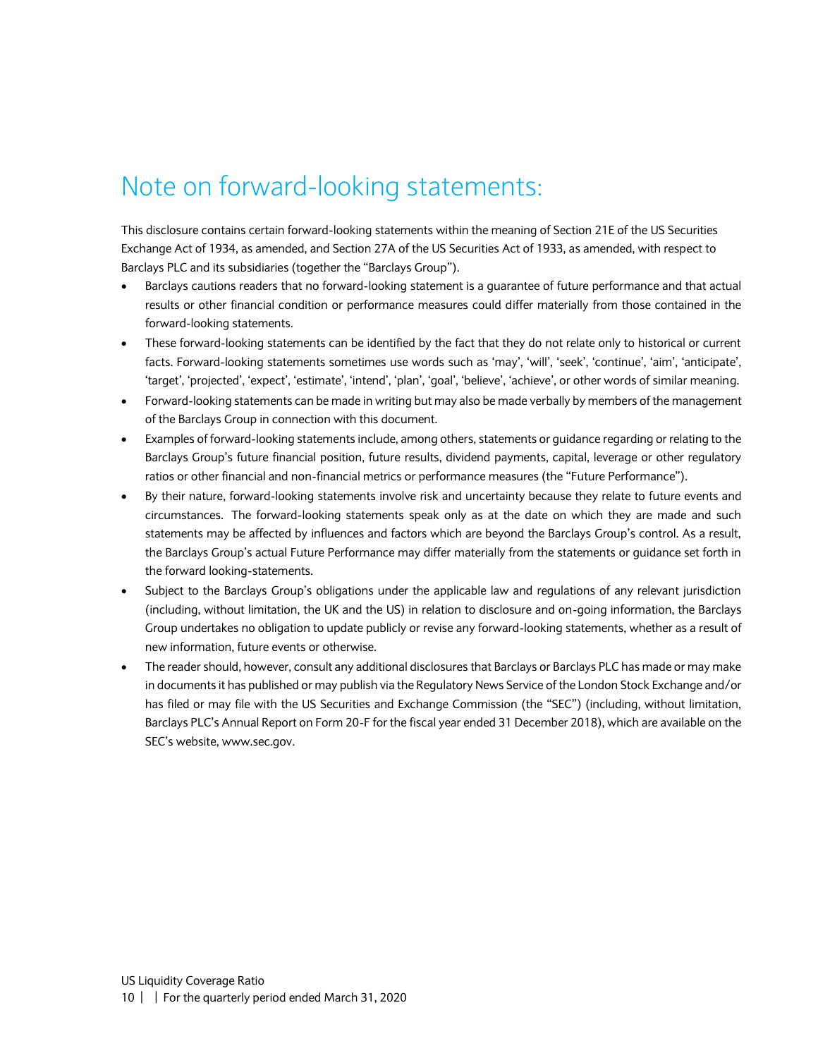# Note on forward-looking statements:

This disclosure contains certain forward-looking statements within the meaning of Section 21E of the US Securities Exchange Act of 1934, as amended, and Section 27A of the US Securities Act of 1933, as amended, with respect to Barclays PLC and its subsidiaries (together the "Barclays Group").

- Barclays cautions readers that no forward-looking statement is a guarantee of future performance and that actual results or other financial condition or performance measures could differ materially from those contained in the forward-looking statements.
- These forward-looking statements can be identified by the fact that they do not relate only to historical or current facts. Forward-looking statements sometimes use words such as 'may', 'will', 'seek', 'continue', 'aim', 'anticipate', 'target', 'projected', 'expect', 'estimate', 'intend', 'plan', 'goal', 'believe', 'achieve', or other words of similar meaning.
- Forward-looking statements can be made in writing but may also be made verbally by members of the management of the Barclays Group in connection with this document.
- Examples of forward-looking statements include, among others, statements or guidance regarding or relating to the Barclays Group's future financial position, future results, dividend payments, capital, leverage or other regulatory ratios or other financial and non-financial metrics or performance measures (the "Future Performance").
- By their nature, forward-looking statements involve risk and uncertainty because they relate to future events and circumstances. The forward-looking statements speak only as at the date on which they are made and such statements may be affected by influences and factors which are beyond the Barclays Group's control. As a result, the Barclays Group's actual Future Performance may differ materially from the statements or guidance set forth in the forward looking-statements.
- Subject to the Barclays Group's obligations under the applicable law and regulations of any relevant jurisdiction (including, without limitation, the UK and the US) in relation to disclosure and on-going information, the Barclays Group undertakes no obligation to update publicly or revise any forward-looking statements, whether as a result of new information, future events or otherwise.
- The reader should, however, consult any additional disclosures that Barclays or Barclays PLC has made or may make in documents it has published or may publish via the Regulatory News Service of the London Stock Exchange and/or has filed or may file with the US Securities and Exchange Commission (the "SEC") (including, without limitation, Barclays PLC's Annual Report on Form 20-F for the fiscal year ended 31 December 2018), which are available on the SEC's website, www.sec.gov.